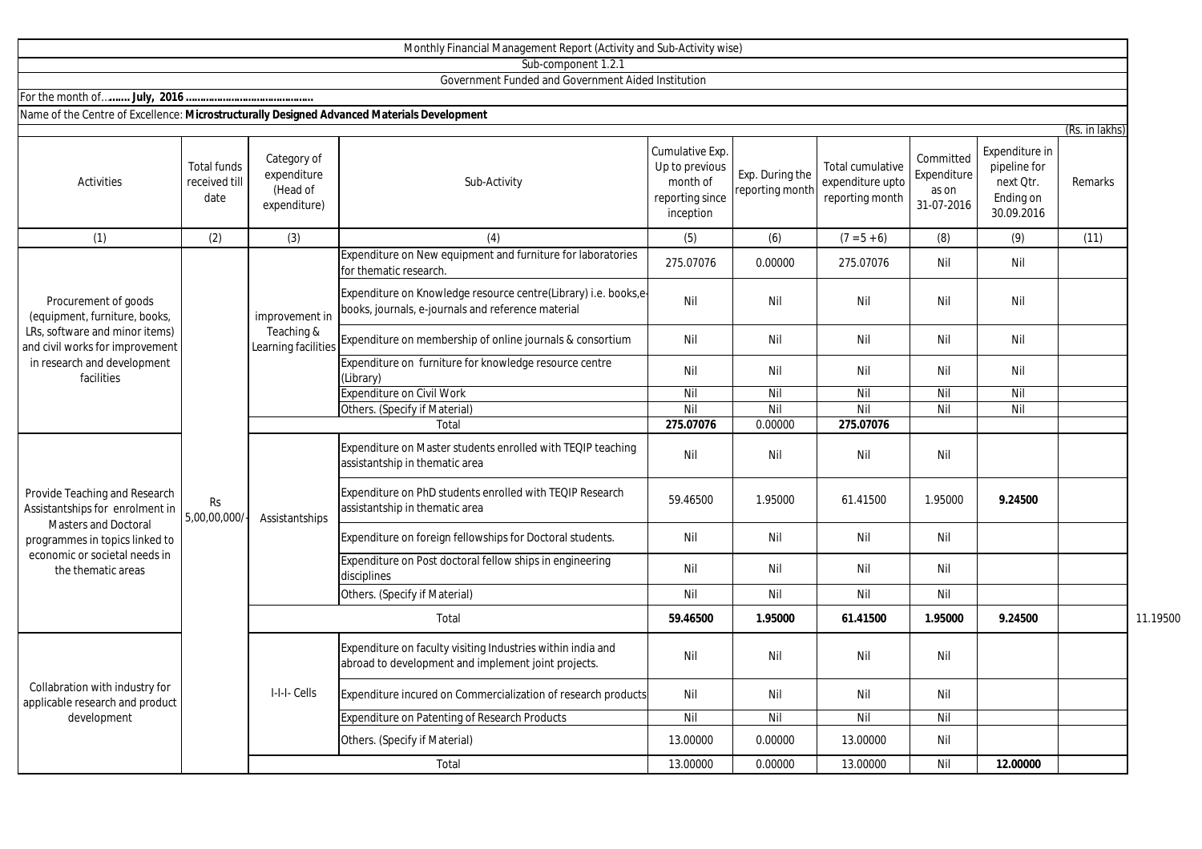Monthly Financial Management Report (Activity and Sub-Activity wise)

Sub-component 1.2.1

Government Funded and Government Aided Institution

For the month of…....... **July, 2016 ……………………………………**

Name of the Centre of Excellence: **Microstructurally Designed Advanced Materials Development**

(Rs. in lakhs)

| Activities | Total funds received till date | Category of expenditure (Head of expenditure) | Sub-Activity | Cumulative Exp. Up to previous month of reporting since inception | Exp. During the reporting month | Total cumulative expenditure upto reporting month | Committed Expenditure as on 31-07-2016 | Expenditure in pipeline for next Qtr. Ending on 30.09.2016 | Remarks | |
|---|---|---|---|---|---|---|---|---|---|---|
| (1) | (2) | (3) | (4) | (5) | (6) | (7 = 5 + 6) | (8) | (9) | (11) | |
| Procurement of goods (equipment, furniture, books, LRs, software and minor items) and civil works for improvement in research and development facilities | Rs 5,00,00,000/- | improvement in Teaching & Learning facilities | Expenditure on New equipment and furniture for laboratories for thematic research. | 275.07076 | 0.00000 | 275.07076 | Nil | Nil | | |
| | | | Expenditure on Knowledge resource centre(Library) i.e. books,e-books, journals, e-journals and reference material | Nil | Nil | Nil | Nil | Nil | | |
| | | | Expenditure on membership of online journals & consortium | Nil | Nil | Nil | Nil | Nil | | |
| | | | Expenditure on furniture for knowledge resource centre (Library) | Nil | Nil | Nil | Nil | Nil | | |
| | | | Expenditure on Civil Work | Nil | Nil | Nil | Nil | Nil | | |
| | | | Others. (Specify if Material) | Nil | Nil | Nil | Nil | Nil | | |
| | | | Total | **275.07076** | 0.00000 | **275.07076** | | | | |
| Provide Teaching and Research Assistantships for enrolment in Masters and Doctoral programmes in topics linked to economic or societal needs in the thematic areas | | Assistantships | Expenditure on Master students enrolled with TEQIP teaching assistantship in thematic area | Nil | Nil | Nil | Nil | | | |
| | | | Expenditure on PhD students enrolled with TEQIP Research assistantship in thematic area | 59.46500 | 1.95000 | 61.41500 | 1.95000 | **9.24500** | | |
| | | | Expenditure on foreign fellowships for Doctoral students. | Nil | Nil | Nil | Nil | | | |
| | | | Expenditure on Post doctoral fellow ships in engineering disciplines | Nil | Nil | Nil | Nil | | | |
| | | | Others. (Specify if Material) | Nil | Nil | Nil | Nil | | | |
| | | | Total | **59.46500** | **1.95000** | **61.41500** | **1.95000** | **9.24500** | | 11.19500 |
| Collabration with industry for applicable research and product development | | I-I-I- Cells | Expenditure on faculty visiting Industries within india and abroad to development and implement joint projects. | Nil | Nil | Nil | Nil | | | |
| | | | Expenditure incured on Commercialization of research products | Nil | Nil | Nil | Nil | | | |
| | | | Expenditure on Patenting of Research Products | Nil | Nil | Nil | Nil | | | |
| | | | Others. (Specify if Material) | 13.00000 | 0.00000 | 13.00000 | Nil | | | |
| | | | Total | 13.00000 | 0.00000 | 13.00000 | Nil | **12.00000** | | |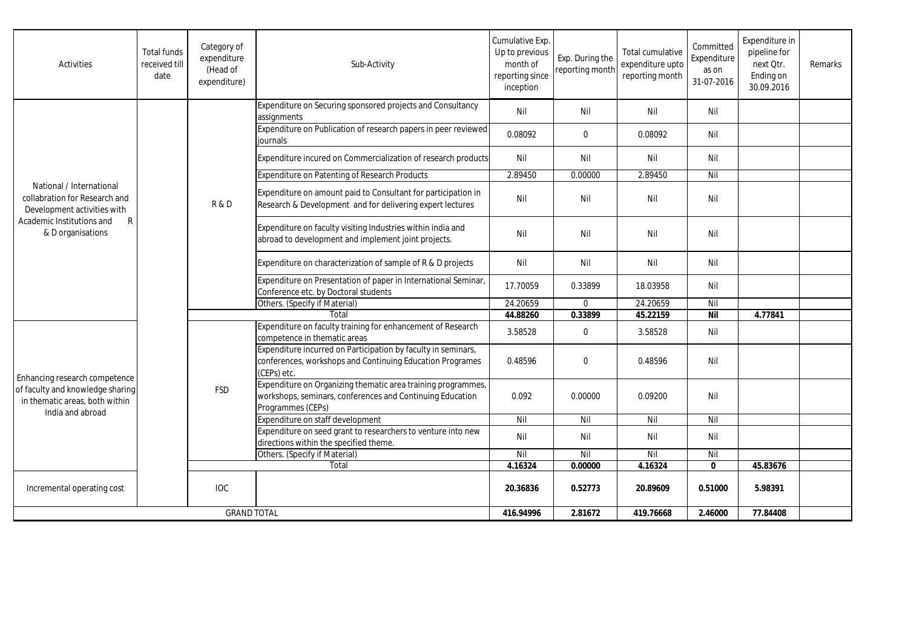| Activities | Total funds received till date | Category of expenditure (Head of expenditure) | Sub-Activity | Cumulative Exp. Up to previous month of reporting since inception | Exp. During the reporting month | Total cumulative expenditure upto reporting month | Committed Expenditure as on 31-07-2016 | Expenditure in pipeline for next Qtr. Ending on 30.09.2016 | Remarks |
|---|---|---|---|---|---|---|---|---|---|
| National / International collabration for Research and Development activities with Academic Institutions and R & D organisations | | R & D | Expenditure on Securing sponsored projects and Consultancy assignments | Nil | Nil | Nil | Nil | | |
| | | | Expenditure on Publication of research papers in peer reviewed journals | 0.08092 | 0 | 0.08092 | Nil | | |
| | | | Expenditure incured on Commercialization of research products | Nil | Nil | Nil | Nil | | |
| | | | Expenditure on Patenting of Research Products | 2.89450 | 0.00000 | 2.89450 | Nil | | |
| | | | Expenditure on amount paid to Consultant for participation in Research & Development and for delivering expert lectures | Nil | Nil | Nil | Nil | | |
| | | | Expenditure on faculty visiting Industries within india and abroad to development and implement joint projects. | Nil | Nil | Nil | Nil | | |
| | | | Expenditure on characterization of sample of R & D projects | Nil | Nil | Nil | Nil | | |
| | | | Expenditure on Presentation of paper in International Seminar, Conference etc. by Doctoral students | 17.70059 | 0.33899 | 18.03958 | Nil | | |
| | | | Others. (Specify if Material) | 24.20659 | 0 | 24.20659 | Nil | | |
| | | | **Total** | **44.88260** | **0.33899** | **45.22159** | **Nil** | **4.77841** | |
| Enhancing research competence of faculty and knowledge sharing in thematic areas, both within India and abroad | | FSD | Expenditure on faculty training for enhancement of Research competence in thematic areas | 3.58528 | 0 | 3.58528 | Nil | | |
| | | | Expenditure incurred on Participation by faculty in seminars, conferences, workshops and Continuing Education Programes (CEPs) etc. | 0.48596 | 0 | 0.48596 | Nil | | |
| | | | Expenditure on Organizing thematic area training programmes, workshops, seminars, conferences and Continuing Education Programmes (CEPs) | 0.092 | 0.00000 | 0.09200 | Nil | | |
| | | | Expenditure on staff development | Nil | Nil | Nil | Nil | | |
| | | | Expenditure on seed grant to researchers to venture into new directions within the specified theme. | Nil | Nil | Nil | Nil | | |
| | | | Others. (Specify if Material) | Nil | Nil | Nil | Nil | | |
| | | | **Total** | **4.16324** | **0.00000** | **4.16324** | **0** | **45.83676** | |
| Incremental operating cost | | IOC | | **20.36836** | **0.52773** | **20.89609** | **0.51000** | **5.98391** | |
| GRAND TOTAL | | | | **416.94996** | **2.81672** | **419.76668** | **2.46000** | **77.84408** | |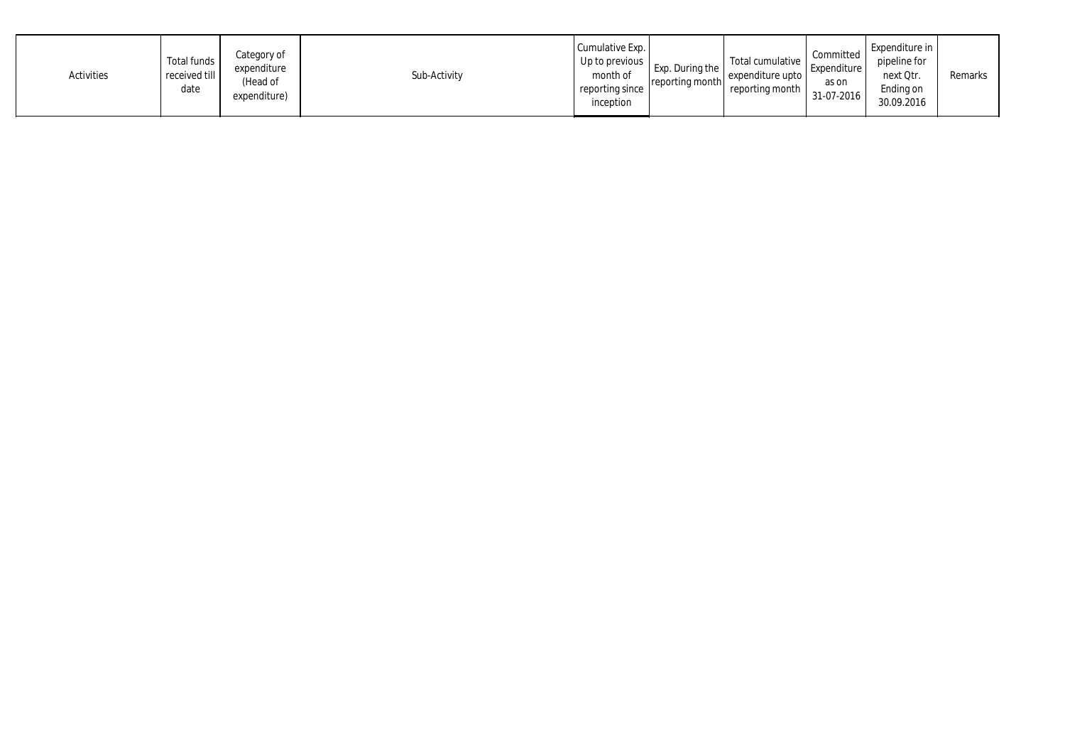| Activities | Total funds received till date | Category of expenditure (Head of expenditure) | Sub-Activity | Cumulative Exp. Up to previous month of reporting since inception | Exp. During the reporting month | Total cumulative expenditure upto reporting month | Committed Expenditure as on 31-07-2016 | Expenditure in pipeline for next Qtr. Ending on 30.09.2016 | Remarks |
|---|---|---|---|---|---|---|---|---|---|